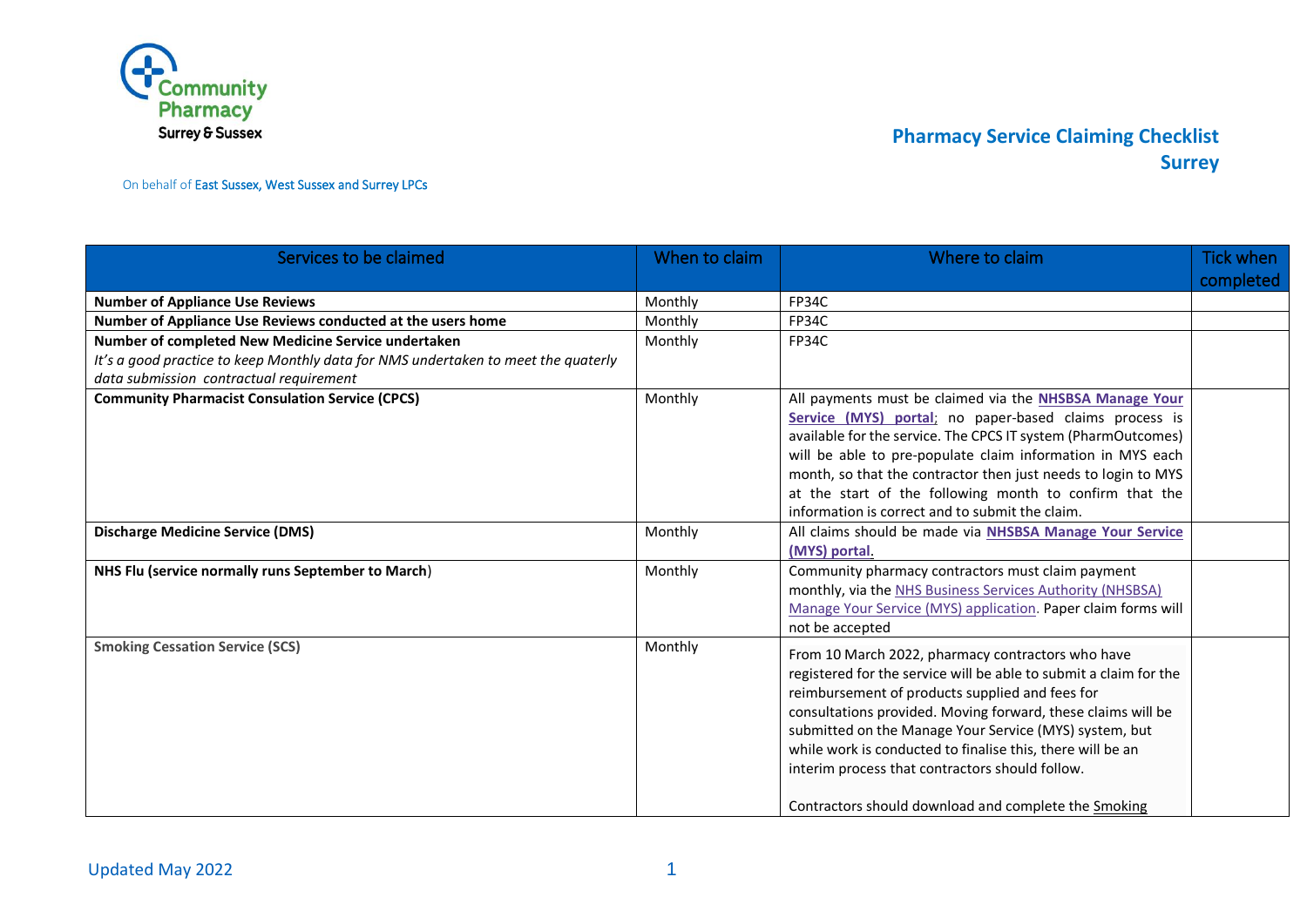Community Pharmacy Surrey & Sussex

On behalf of East Sussex, West Sussex and Surrey LPCs

# Pharmacy Service Claiming Checklist Surrey

| Services to be claimed | When to claim | Where to claim | Tick when completed |
|---|---|---|---|
| **Number of Appliance Use Reviews** | Monthly | FP34C | |
| **Number of Appliance Use Reviews conducted at the users home** | Monthly | FP34C | |
| **Number of completed New Medicine Service undertaken** *It's a good practice to keep Monthly data for NMS undertaken to meet the quaterly data submission contractual requirement* | Monthly | FP34C | |
| **Community Pharmacist Consulation Service (CPCS)** | Monthly | All payments must be claimed via the **NHSBSA Manage Your Service (MYS) portal**; no paper-based claims process is available for the service. The CPCS IT system (PharmOutcomes) will be able to pre-populate claim information in MYS each month, so that the contractor then just needs to login to MYS at the start of the following month to confirm that the information is correct and to submit the claim. | |
| **Discharge Medicine Service (DMS)** | Monthly | All claims should be made via **NHSBSA Manage Your Service (MYS) portal**. | |
| **NHS Flu (service normally runs September to March**) | Monthly | Community pharmacy contractors must claim payment monthly, via the NHS Business Services Authority (NHSBSA) Manage Your Service (MYS) application. Paper claim forms will not be accepted | |
| **Smoking Cessation Service (SCS)** | Monthly | From 10 March 2022, pharmacy contractors who have registered for the service will be able to submit a claim for the reimbursement of products supplied and fees for consultations provided. Moving forward, these claims will be submitted on the Manage Your Service (MYS) system, but while work is conducted to finalise this, there will be an interim process that contractors should follow.<br><br>Contractors should download and complete the Smoking | |

Updated May 2022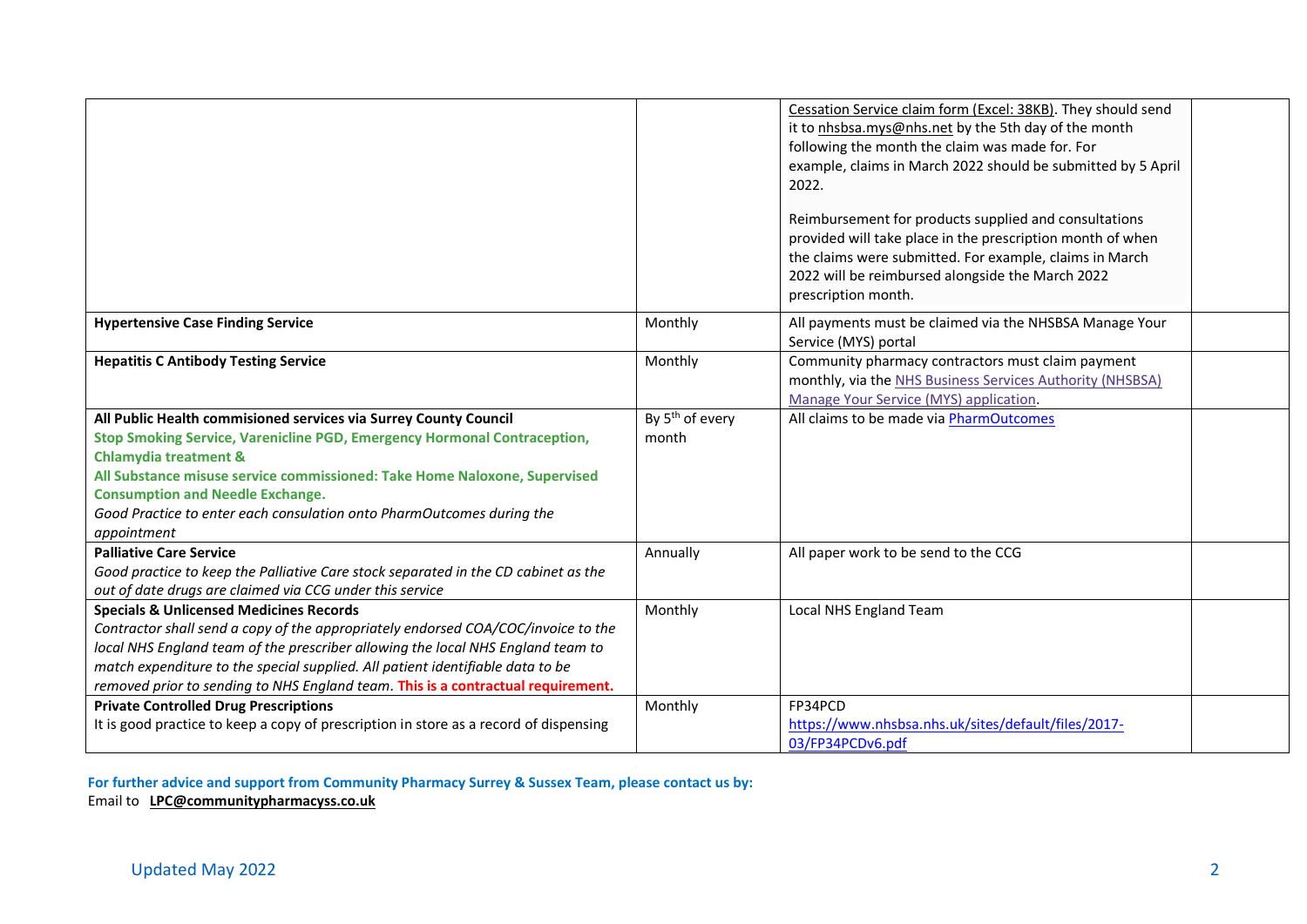| | | | |
|---|---|---|---|
| | | Cessation Service claim form (Excel: 38KB). They should send it to nhsbsa.mys@nhs.net by the 5th day of the month following the month the claim was made for. For example, claims in March 2022 should be submitted by 5 April 2022.<br><br>Reimbursement for products supplied and consultations provided will take place in the prescription month of when the claims were submitted. For example, claims in March 2022 will be reimbursed alongside the March 2022 prescription month. | |
| **Hypertensive Case Finding Service** | Monthly | All payments must be claimed via the NHSBSA Manage Your Service (MYS) portal | |
| **Hepatitis C Antibody Testing Service** | Monthly | Community pharmacy contractors must claim payment monthly, via the NHS Business Services Authority (NHSBSA) Manage Your Service (MYS) application. | |
| **All Public Health commisioned services via Surrey County Council**<br>**Stop Smoking Service, Varenicline PGD, Emergency Hormonal Contraception, Chlamydia treatment &**<br>**All Substance misuse service commissioned: Take Home Naloxone, Supervised Consumption and Needle Exchange.**<br>*Good Practice to enter each consulation onto PharmOutcomes during the appointment* | By 5th of every month | All claims to be made via PharmOutcomes | |
| **Palliative Care Service**<br>*Good practice to keep the Palliative Care stock separated in the CD cabinet as the out of date drugs are claimed via CCG under this service* | Annually | All paper work to be send to the CCG | |
| **Specials & Unlicensed Medicines Records**<br>*Contractor shall send a copy of the appropriately endorsed COA/COC/invoice to the local NHS England team of the prescriber allowing the local NHS England team to match expenditure to the special supplied. All patient identifiable data to be removed prior to sending to NHS England team.* **This is a contractual requirement.** | Monthly | Local NHS England Team | |
| **Private Controlled Drug Prescriptions**<br>It is good practice to keep a copy of prescription in store as a record of dispensing | Monthly | FP34PCD<br>https://www.nhsbsa.nhs.uk/sites/default/files/2017-03/FP34PCDv6.pdf | |

**For further advice and support from Community Pharmacy Surrey & Sussex Team, please contact us by:**
Email to **LPC@communitypharmacyss.co.uk**

Updated May 2022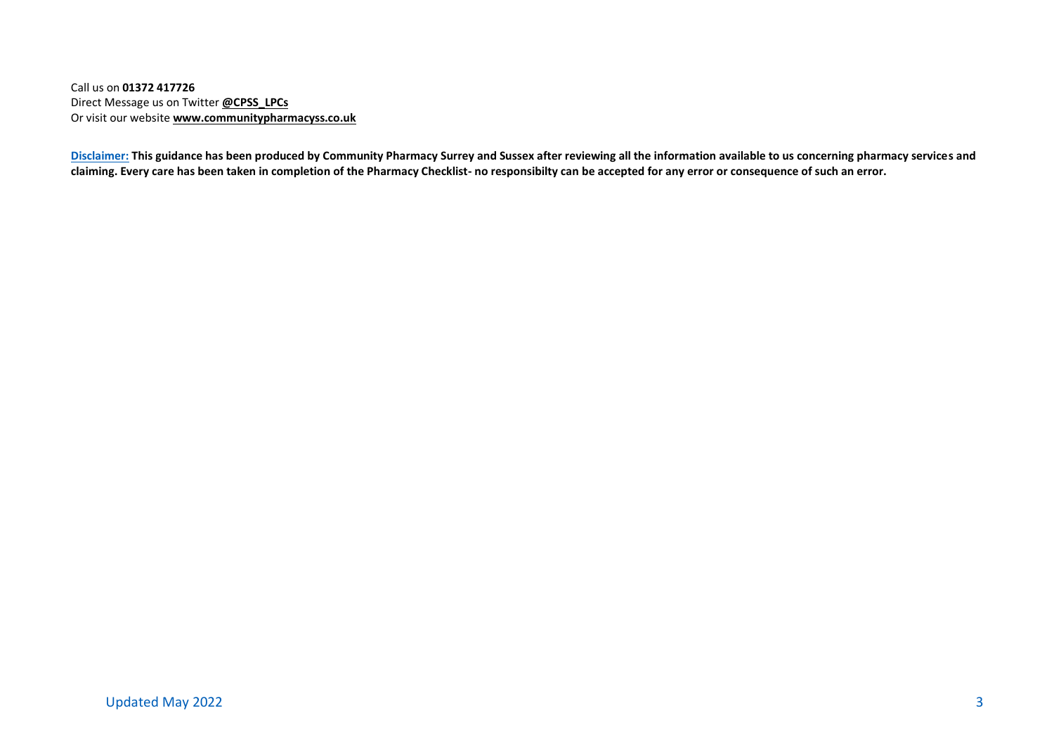Call us on **01372 417726**
Direct Message us on Twitter **@CPSS_LPCs**
Or visit our website **www.communitypharmacyss.co.uk**

**Disclaimer:** **This guidance has been produced by Community Pharmacy Surrey and Sussex after reviewing all the information available to us concerning pharmacy services and claiming. Every care has been taken in completion of the Pharmacy Checklist- no responsibilty can be accepted for any error or consequence of such an error.**

Updated May 2022